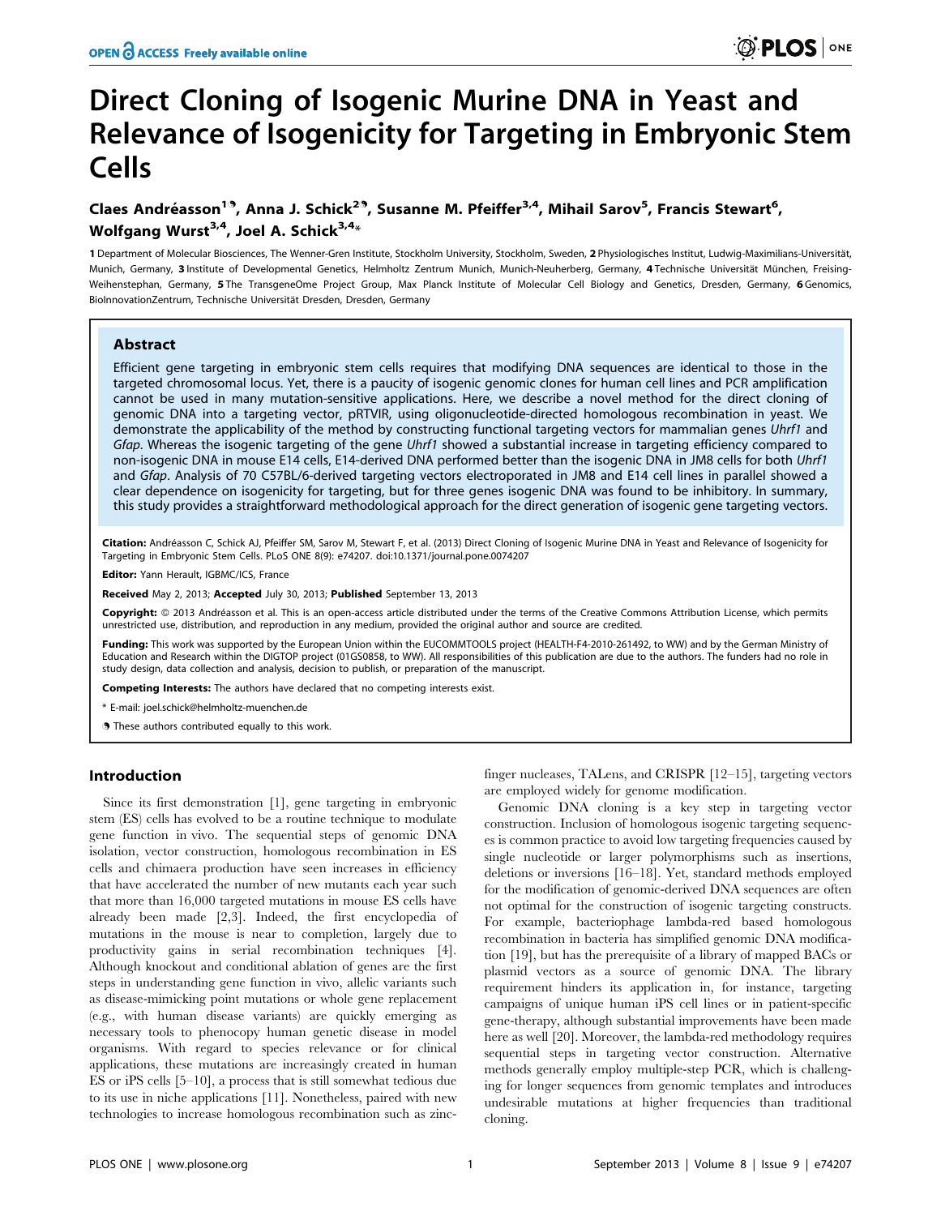# Direct Cloning of Isogenic Murine DNA in Yeast and Relevance of Isogenicity for Targeting in Embryonic Stem Cells

**Claes Andréasson[1]☯, Anna J. Schick[2]☯, Susanne M. Pfeiffer[3,4], Mihail Sarov[5], Francis Stewart[6], Wolfgang Wurst[3,4], Joel A. Schick[3,4]***

1 Department of Molecular Biosciences, The Wenner-Gren Institute, Stockholm University, Stockholm, Sweden, 2 Physiologisches Institut, Ludwig-Maximilians-Universität, Munich, Germany, 3 Institute of Developmental Genetics, Helmholtz Zentrum Munich, Munich-Neuherberg, Germany, 4 Technische Universität München, Freising-Weihenstephan, Germany, 5 The TransgeneOme Project Group, Max Planck Institute of Molecular Cell Biology and Genetics, Dresden, Germany, 6 Genomics, BioInnovationZentrum, Technische Universität Dresden, Dresden, Germany

## Abstract

Efficient gene targeting in embryonic stem cells requires that modifying DNA sequences are identical to those in the targeted chromosomal locus. Yet, there is a paucity of isogenic genomic clones for human cell lines and PCR amplification cannot be used in many mutation-sensitive applications. Here, we describe a novel method for the direct cloning of genomic DNA into a targeting vector, pRTVIR, using oligonucleotide-directed homologous recombination in yeast. We demonstrate the applicability of the method by constructing functional targeting vectors for mammalian genes *Uhrf1* and *Gfap*. Whereas the isogenic targeting of the gene *Uhrf1* showed a substantial increase in targeting efficiency compared to non-isogenic DNA in mouse E14 cells, E14-derived DNA performed better than the isogenic DNA in JM8 cells for both *Uhrf1* and *Gfap*. Analysis of 70 C57BL/6-derived targeting vectors electroporated in JM8 and E14 cell lines in parallel showed a clear dependence on isogenicity for targeting, but for three genes isogenic DNA was found to be inhibitory. In summary, this study provides a straightforward methodological approach for the direct generation of isogenic gene targeting vectors.

**Citation:** Andréasson C, Schick AJ, Pfeiffer SM, Sarov M, Stewart F, et al. (2013) Direct Cloning of Isogenic Murine DNA in Yeast and Relevance of Isogenicity for Targeting in Embryonic Stem Cells. PLoS ONE 8(9): e74207. doi:10.1371/journal.pone.0074207

**Editor:** Yann Herault, IGBMC/ICS, France

**Received** May 2, 2013; **Accepted** July 30, 2013; **Published** September 13, 2013

**Copyright:** © 2013 Andréasson et al. This is an open-access article distributed under the terms of the Creative Commons Attribution License, which permits unrestricted use, distribution, and reproduction in any medium, provided the original author and source are credited.

**Funding:** This work was supported by the European Union within the EUCOMMTOOLS project (HEALTH-F4-2010-261492, to WW) and by the German Ministry of Education and Research within the DIGTOP project (01GS0858, to WW). All responsibilities of this publication are due to the authors. The funders had no role in study design, data collection and analysis, decision to publish, or preparation of the manuscript.

**Competing Interests:** The authors have declared that no competing interests exist.

* E-mail: joel.schick@helmholtz-muenchen.de

☯ These authors contributed equally to this work.

## Introduction

Since its first demonstration [1], gene targeting in embryonic stem (ES) cells has evolved to be a routine technique to modulate gene function in vivo. The sequential steps of genomic DNA isolation, vector construction, homologous recombination in ES cells and chimaera production have seen increases in efficiency that have accelerated the number of new mutants each year such that more than 16,000 targeted mutations in mouse ES cells have already been made [2,3]. Indeed, the first encyclopedia of mutations in the mouse is near to completion, largely due to productivity gains in serial recombination techniques [4]. Although knockout and conditional ablation of genes are the first steps in understanding gene function in vivo, allelic variants such as disease-mimicking point mutations or whole gene replacement (e.g., with human disease variants) are quickly emerging as necessary tools to phenocopy human genetic disease in model organisms. With regard to species relevance or for clinical applications, these mutations are increasingly created in human ES or iPS cells [5–10], a process that is still somewhat tedious due to its use in niche applications [11]. Nonetheless, paired with new technologies to increase homologous recombination such as zinc-finger nucleases, TALens, and CRISPR [12–15], targeting vectors are employed widely for genome modification.

Genomic DNA cloning is a key step in targeting vector construction. Inclusion of homologous isogenic targeting sequences is common practice to avoid low targeting frequencies caused by single nucleotide or larger polymorphisms such as insertions, deletions or inversions [16–18]. Yet, standard methods employed for the modification of genomic-derived DNA sequences are often not optimal for the construction of isogenic targeting constructs. For example, bacteriophage lambda-red based homologous recombination in bacteria has simplified genomic DNA modification [19], but has the prerequisite of a library of mapped BACs or plasmid vectors as a source of genomic DNA. The library requirement hinders its application in, for instance, targeting campaigns of unique human iPS cell lines or in patient-specific gene-therapy, although substantial improvements have been made here as well [20]. Moreover, the lambda-red methodology requires sequential steps in targeting vector construction. Alternative methods generally employ multiple-step PCR, which is challenging for longer sequences from genomic templates and introduces undesirable mutations at higher frequencies than traditional cloning.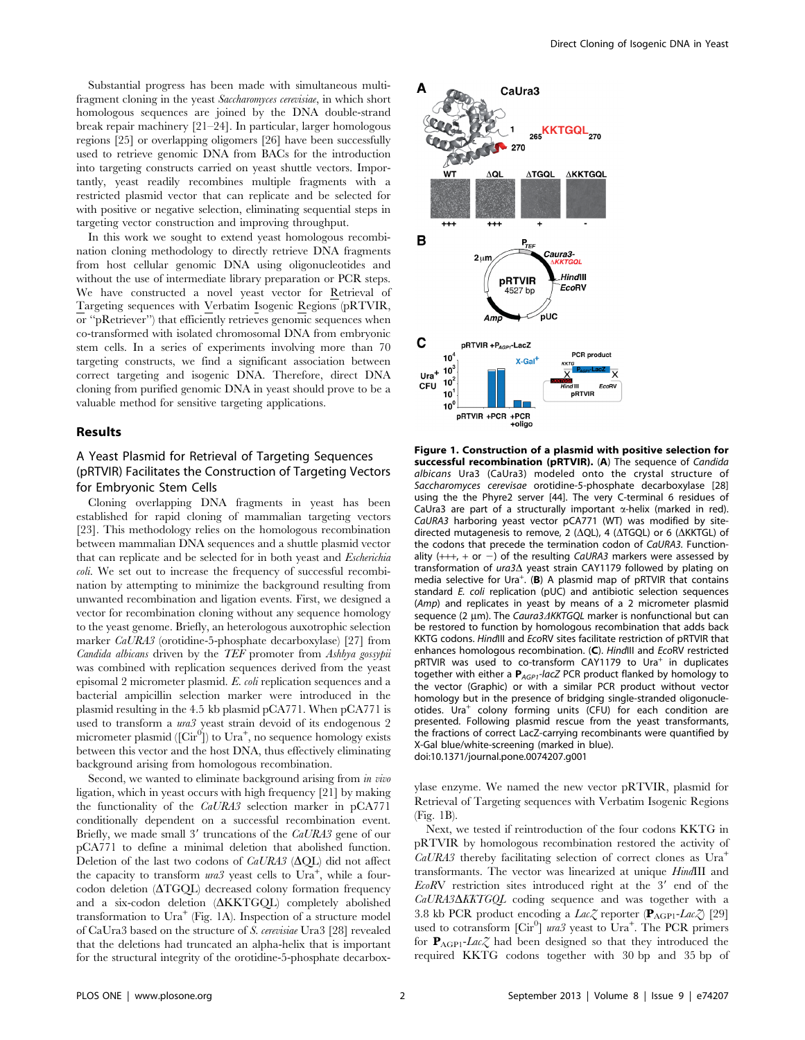Substantial progress has been made with simultaneous multi-fragment cloning in the yeast *Saccharomyces cerevisiae*, in which short homologous sequences are joined by the DNA double-strand break repair machinery [21–24]. In particular, larger homologous regions [25] or overlapping oligomers [26] have been successfully used to retrieve genomic DNA from BACs for the introduction into targeting constructs carried on yeast shuttle vectors. Importantly, yeast readily recombines multiple fragments with a restricted plasmid vector that can replicate and be selected for with positive or negative selection, eliminating sequential steps in targeting vector construction and improving throughput.

In this work we sought to extend yeast homologous recombination cloning methodology to directly retrieve DNA fragments from host cellular genomic DNA using oligonucleotides and without the use of intermediate library preparation or PCR steps. We have constructed a novel yeast vector for Retrieval of Targeting sequences with Verbatim Isogenic Regions (pRTVIR, or "pRetriever") that efficiently retrieves genomic sequences when co-transformed with isolated chromosomal DNA from embryonic stem cells. In a series of experiments involving more than 70 targeting constructs, we find a significant association between correct targeting and isogenic DNA. Therefore, direct DNA cloning from purified genomic DNA in yeast should prove to be a valuable method for sensitive targeting applications.

## Results

### A Yeast Plasmid for Retrieval of Targeting Sequences (pRTVIR) Facilitates the Construction of Targeting Vectors for Embryonic Stem Cells

Cloning overlapping DNA fragments in yeast has been established for rapid cloning of mammalian targeting vectors [23]. This methodology relies on the homologous recombination between mammalian DNA sequences and a shuttle plasmid vector that can replicate and be selected for in both yeast and *Escherichia coli*. We set out to increase the frequency of successful recombination by attempting to minimize the background resulting from unwanted recombination and ligation events. First, we designed a vector for recombination cloning without any sequence homology to the yeast genome. Briefly, an heterologous auxotrophic selection marker *CaURA3* (orotidine-5-phosphate decarboxylase) [27] from *Candida albicans* driven by the *TEF* promoter from *Ashbya gossypii* was combined with replication sequences derived from the yeast episomal 2 micrometer plasmid. *E. coli* replication sequences and a bacterial ampicillin selection marker were introduced in the plasmid resulting in the 4.5 kb plasmid pCA771. When pCA771 is used to transform a *ura3* yeast strain devoid of its endogenous 2 micrometer plasmid ([Cir$^0$]) to Ura$^+$, no sequence homology exists between this vector and the host DNA, thus effectively eliminating background arising from homologous recombination.

Second, we wanted to eliminate background arising from *in vivo* ligation, which in yeast occurs with high frequency [21] by making the functionality of the *CaURA3* selection marker in pCA771 conditionally dependent on a successful recombination event. Briefly, we made small 3′ truncations of the *CaURA3* gene of our pCA771 to define a minimal deletion that abolished function. Deletion of the last two codons of *CaURA3* (ΔQL) did not affect the capacity to transform *ura3* yeast cells to Ura$^+$, while a four-codon deletion (ΔTGQL) decreased colony formation frequency and a six-codon deletion (ΔKKTGQL) completely abolished transformation to Ura$^+$ (Fig. 1A). Inspection of a structure model of CaUra3 based on the structure of *S. cerevisiae* Ura3 [28] revealed that the deletions had truncated an alpha-helix that is important for the structural integrity of the orotidine-5-phosphate decarboxylase enzyme. We named the new vector pRTVIR, plasmid for Retrieval of Targeting sequences with Verbatim Isogenic Regions (Fig. 1B).

Next, we tested if reintroduction of the four codons KKTG in pRTVIR by homologous recombination restored the activity of *CaURA3* thereby facilitating selection of correct clones as Ura$^+$ transformants. The vector was linearized at unique *Hin*dIII and *Eco*RV restriction sites introduced right at the 3′ end of the *CaURA3ΔKKTGQL* coding sequence and was together with a 3.8 kb PCR product encoding a *LacZ* reporter (**P**$_{AGP1}$-*LacZ*) [29] used to cotransform [Cir$^0$] *ura3* yeast to Ura$^+$. The PCR primers for **P**$_{AGP1}$-*LacZ* had been designed so that they introduced the required KKTG codons together with 30 bp and 35 bp of

**Figure 1. Construction of a plasmid with positive selection for successful recombination (pRTVIR).** (**A**) The sequence of *Candida albicans* Ura3 (CaUra3) modeled onto the crystal structure of *Saccharomyces cerevisiae* orotidine-5-phosphate decarboxylase [28] using the the Phyre2 server [44]. The very C-terminal 6 residues of CaUra3 are part of a structurally important α-helix (marked in red). *CaURA3* harboring yeast vector pCA771 (WT) was modified by site-directed mutagenesis to remove, 2 (ΔQL), 4 (ΔTGQL) or 6 (ΔKKTGL) of the codons that precede the termination codon of *CaURA3*. Functionality (+++, + or −) of the resulting *CaURA3* markers were assessed by transformation of *ura3*Δ yeast strain CAY1179 followed by plating on media selective for Ura$^+$. (**B**) A plasmid map of pRTVIR that contains standard *E. coli* replication (pUC) and antibiotic selection sequences (*Amp*) and replicates in yeast by means of a 2 micrometer plasmid sequence (2 µm). The *Caura3ΔKKTGQL* marker is nonfunctional but can be restored to function by homologous recombination that adds back KKTG codons. *Hin*dIII and *Eco*RV sites facilitate restriction of pRTVIR that enhances homologous recombination. (**C**). *Hin*dIII and *Eco*RV restricted pRTVIR was used to co-transform CAY1179 to Ura$^+$ in duplicates together with either a **P**$_{AGP1}$-*lacZ* PCR product flanked by homology to the vector (Graphic) or with a similar PCR product without vector homology but in the presence of bridging single-stranded oligonucleotides. Ura$^+$ colony forming units (CFU) for each condition are presented. Following plasmid rescue from the yeast transformants, the fractions of correct LacZ-carrying recombinants were quantified by X-Gal blue/white-screening (marked in blue).
doi:10.1371/journal.pone.0074207.g001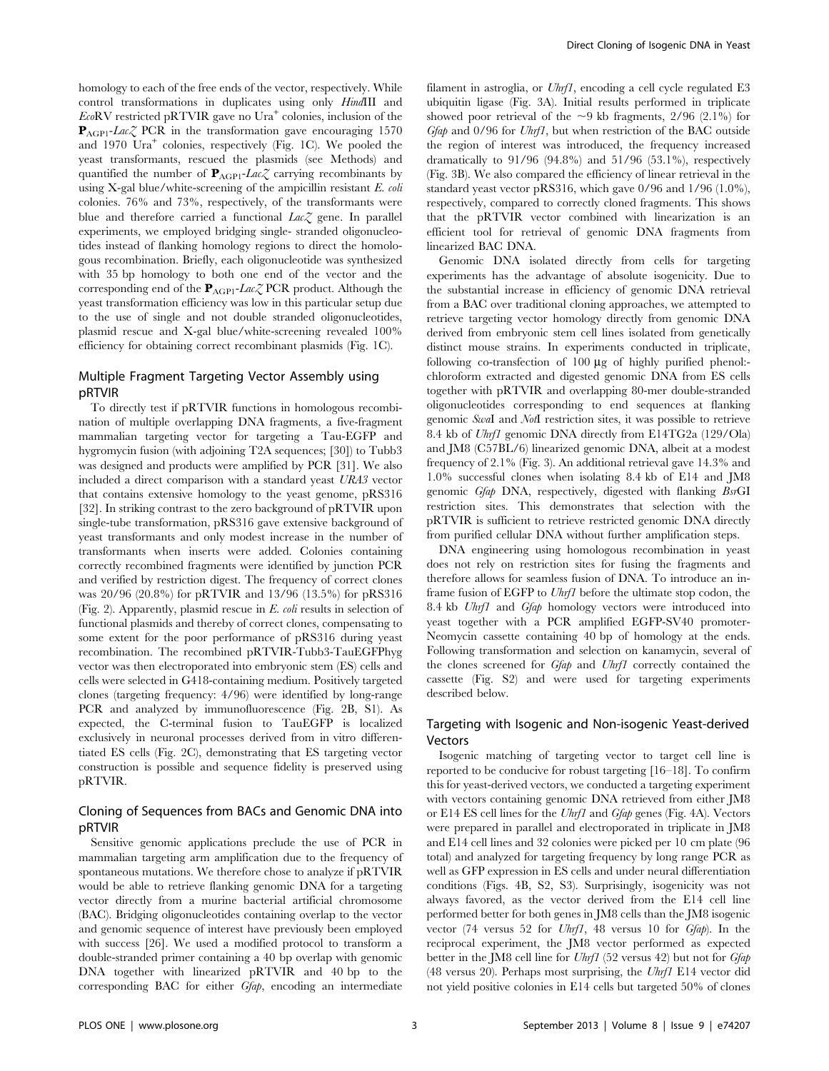homology to each of the free ends of the vector, respectively. While control transformations in duplicates using only *Hin*dIII and *Eco*RV restricted pRTVIR gave no Ura$^{+}$ colonies, inclusion of the $\mathbf{P}_{AGP1}$-*LacZ* PCR in the transformation gave encouraging 1570 and 1970 Ura$^{+}$ colonies, respectively (Fig. 1C). We pooled the yeast transformants, rescued the plasmids (see Methods) and quantified the number of $\mathbf{P}_{AGP1}$-*LacZ* carrying recombinants by using X-gal blue/white-screening of the ampicillin resistant *E. coli* colonies. 76% and 73%, respectively, of the transformants were blue and therefore carried a functional *LacZ* gene. In parallel experiments, we employed bridging single- stranded oligonucleotides instead of flanking homology regions to direct the homologous recombination. Briefly, each oligonucleotide was synthesized with 35 bp homology to both one end of the vector and the corresponding end of the $\mathbf{P}_{AGP1}$-*LacZ* PCR product. Although the yeast transformation efficiency was low in this particular setup due to the use of single and not double stranded oligonucleotides, plasmid rescue and X-gal blue/white-screening revealed 100% efficiency for obtaining correct recombinant plasmids (Fig. 1C).

## Multiple Fragment Targeting Vector Assembly using pRTVIR

To directly test if pRTVIR functions in homologous recombination of multiple overlapping DNA fragments, a five-fragment mammalian targeting vector for targeting a Tau-EGFP and hygromycin fusion (with adjoining T2A sequences; [30]) to Tubb3 was designed and products were amplified by PCR [31]. We also included a direct comparison with a standard yeast *URA3* vector that contains extensive homology to the yeast genome, pRS316 [32]. In striking contrast to the zero background of pRTVIR upon single-tube transformation, pRS316 gave extensive background of yeast transformants and only modest increase in the number of transformants when inserts were added. Colonies containing correctly recombined fragments were identified by junction PCR and verified by restriction digest. The frequency of correct clones was 20/96 (20.8%) for pRTVIR and 13/96 (13.5%) for pRS316 (Fig. 2). Apparently, plasmid rescue in *E. coli* results in selection of functional plasmids and thereby of correct clones, compensating to some extent for the poor performance of pRS316 during yeast recombination. The recombined pRTVIR-Tubb3-TauEGFPhyg vector was then electroporated into embryonic stem (ES) cells and cells were selected in G418-containing medium. Positively targeted clones (targeting frequency: 4/96) were identified by long-range PCR and analyzed by immunofluorescence (Fig. 2B, S1). As expected, the C-terminal fusion to TauEGFP is localized exclusively in neuronal processes derived from in vitro differentiated ES cells (Fig. 2C), demonstrating that ES targeting vector construction is possible and sequence fidelity is preserved using pRTVIR.

## Cloning of Sequences from BACs and Genomic DNA into pRTVIR

Sensitive genomic applications preclude the use of PCR in mammalian targeting arm amplification due to the frequency of spontaneous mutations. We therefore chose to analyze if pRTVIR would be able to retrieve flanking genomic DNA for a targeting vector directly from a murine bacterial artificial chromosome (BAC). Bridging oligonucleotides containing overlap to the vector and genomic sequence of interest have previously been employed with success [26]. We used a modified protocol to transform a double-stranded primer containing a 40 bp overlap with genomic DNA together with linearized pRTVIR and 40 bp to the corresponding BAC for either *Gfap*, encoding an intermediate filament in astroglia, or *Uhrf1*, encoding a cell cycle regulated E3 ubiquitin ligase (Fig. 3A). Initial results performed in triplicate showed poor retrieval of the ~9 kb fragments, 2/96 (2.1%) for *Gfap* and 0/96 for *Uhrf1*, but when restriction of the BAC outside the region of interest was introduced, the frequency increased dramatically to 91/96 (94.8%) and 51/96 (53.1%), respectively (Fig. 3B). We also compared the efficiency of linear retrieval in the standard yeast vector pRS316, which gave 0/96 and 1/96 (1.0%), respectively, compared to correctly cloned fragments. This shows that the pRTVIR vector combined with linearization is an efficient tool for retrieval of genomic DNA fragments from linearized BAC DNA.

Genomic DNA isolated directly from cells for targeting experiments has the advantage of absolute isogenicity. Due to the substantial increase in efficiency of genomic DNA retrieval from a BAC over traditional cloning approaches, we attempted to retrieve targeting vector homology directly from genomic DNA derived from embryonic stem cell lines isolated from genetically distinct mouse strains. In experiments conducted in triplicate, following co-transfection of 100 µg of highly purified phenol:-chloroform extracted and digested genomic DNA from ES cells together with pRTVIR and overlapping 80-mer double-stranded oligonucleotides corresponding to end sequences at flanking genomic *Swa*I and *Not*I restriction sites, it was possible to retrieve 8.4 kb of *Uhrf1* genomic DNA directly from E14TG2a (129/Ola) and JM8 (C57BL/6) linearized genomic DNA, albeit at a modest frequency of 2.1% (Fig. 3). An additional retrieval gave 14.3% and 1.0% successful clones when isolating 8.4 kb of E14 and JM8 genomic *Gfap* DNA, respectively, digested with flanking *Bsr*GI restriction sites. This demonstrates that selection with the pRTVIR is sufficient to retrieve restricted genomic DNA directly from purified cellular DNA without further amplification steps.

DNA engineering using homologous recombination in yeast does not rely on restriction sites for fusing the fragments and therefore allows for seamless fusion of DNA. To introduce an in-frame fusion of EGFP to *Uhrf1* before the ultimate stop codon, the 8.4 kb *Uhrf1* and *Gfap* homology vectors were introduced into yeast together with a PCR amplified EGFP-SV40 promoter-Neomycin cassette containing 40 bp of homology at the ends. Following transformation and selection on kanamycin, several of the clones screened for *Gfap* and *Uhrf1* correctly contained the cassette (Fig. S2) and were used for targeting experiments described below.

## Targeting with Isogenic and Non-isogenic Yeast-derived Vectors

Isogenic matching of targeting vector to target cell line is reported to be conducive for robust targeting [16–18]. To confirm this for yeast-derived vectors, we conducted a targeting experiment with vectors containing genomic DNA retrieved from either JM8 or E14 ES cell lines for the *Uhrf1* and *Gfap* genes (Fig. 4A). Vectors were prepared in parallel and electroporated in triplicate in JM8 and E14 cell lines and 32 colonies were picked per 10 cm plate (96 total) and analyzed for targeting frequency by long range PCR as well as GFP expression in ES cells and under neural differentiation conditions (Figs. 4B, S2, S3). Surprisingly, isogenicity was not always favored, as the vector derived from the E14 cell line performed better for both genes in JM8 cells than the JM8 isogenic vector (74 versus 52 for *Uhrf1*, 48 versus 10 for *Gfap*). In the reciprocal experiment, the JM8 vector performed as expected better in the JM8 cell line for *Uhrf1* (52 versus 42) but not for *Gfap* (48 versus 20). Perhaps most surprising, the *Uhrf1* E14 vector did not yield positive colonies in E14 cells but targeted 50% of clones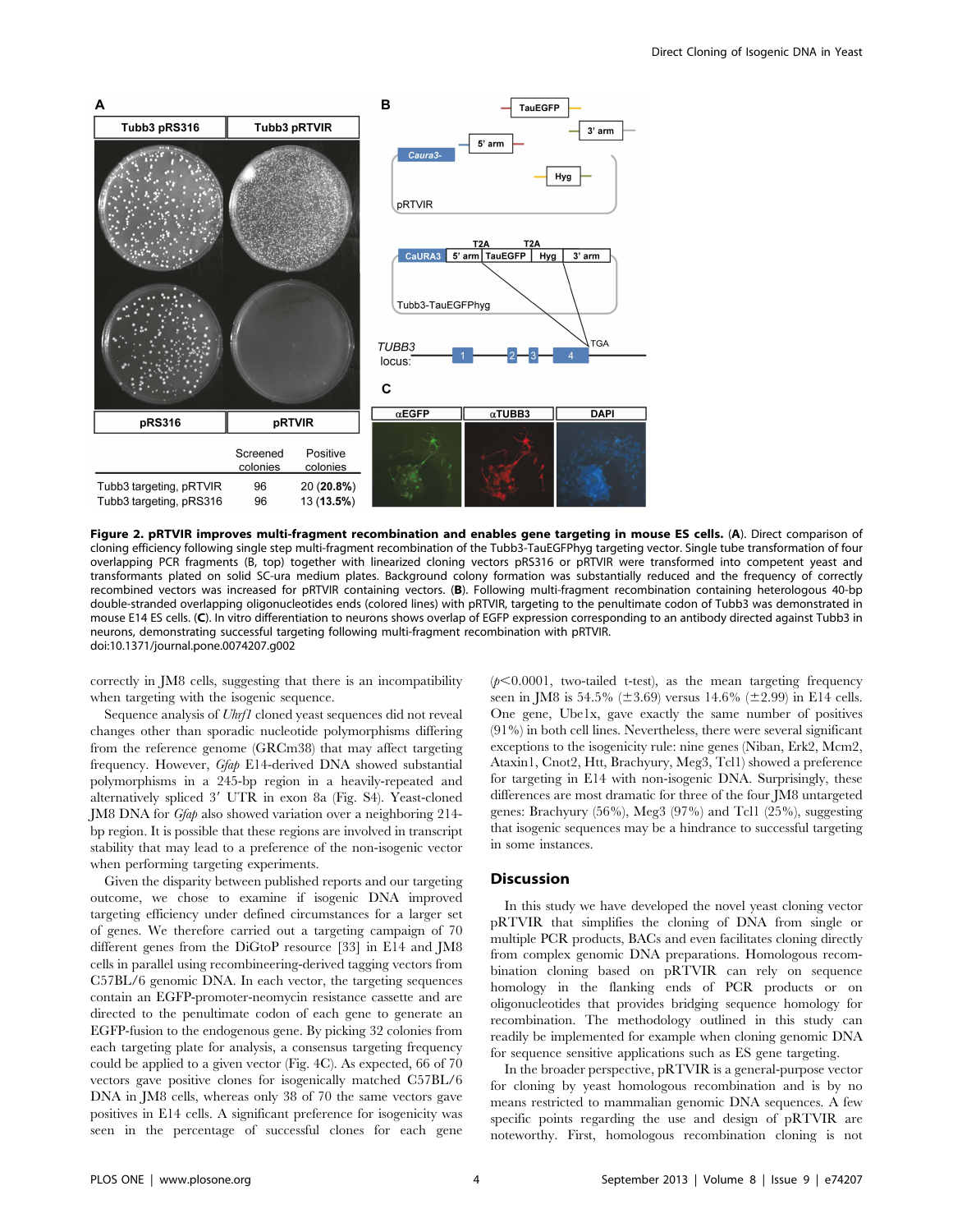| | Screened colonies | Positive colonies |
|---|---|---|
| Tubb3 targeting, pRTVIR | 96 | 20 (**20.8%**) |
| Tubb3 targeting, pRS316 | 96 | 13 (**13.5%**) |

**Figure 2. pRTVIR improves multi-fragment recombination and enables gene targeting in mouse ES cells.** (**A**). Direct comparison of cloning efficiency following single step multi-fragment recombination of the Tubb3-TauEGFPhyg targeting vector. Single tube transformation of four overlapping PCR fragments (B, top) together with linearized cloning vectors pRS316 or pRTVIR were transformed into competent yeast and transformants plated on solid SC-ura medium plates. Background colony formation was substantially reduced and the frequency of correctly recombined vectors was increased for pRTVIR containing vectors. (**B**). Following multi-fragment recombination containing heterologous 40-bp double-stranded overlapping oligonucleotides ends (colored lines) with pRTVIR, targeting to the penultimate codon of Tubb3 was demonstrated in mouse E14 ES cells. (**C**). In vitro differentiation to neurons shows overlap of EGFP expression corresponding to an antibody directed against Tubb3 in neurons, demonstrating successful targeting following multi-fragment recombination with pRTVIR.
doi:10.1371/journal.pone.0074207.g002

correctly in JM8 cells, suggesting that there is an incompatibility when targeting with the isogenic sequence.

Sequence analysis of *Uhrf1* cloned yeast sequences did not reveal changes other than sporadic nucleotide polymorphisms differing from the reference genome (GRCm38) that may affect targeting frequency. However, *Gfap* E14-derived DNA showed substantial polymorphisms in a 245-bp region in a heavily-repeated and alternatively spliced 3′ UTR in exon 8a (Fig. S4). Yeast-cloned JM8 DNA for *Gfap* also showed variation over a neighboring 214-bp region. It is possible that these regions are involved in transcript stability that may lead to a preference of the non-isogenic vector when performing targeting experiments.

Given the disparity between published reports and our targeting outcome, we chose to examine if isogenic DNA improved targeting efficiency under defined circumstances for a larger set of genes. We therefore carried out a targeting campaign of 70 different genes from the DiGtoP resource [33] in E14 and JM8 cells in parallel using recombineering-derived targeting vectors from C57BL/6 genomic DNA. In each vector, the targeting sequences contain an EGFP-promoter-neomycin resistance cassette and are directed to the penultimate codon of each gene to generate an EGFP-fusion to the endogenous gene. By picking 32 colonies from each targeting plate for analysis, a consensus targeting frequency could be applied to a given vector (Fig. 4C). As expected, 66 of 70 vectors gave positive clones for isogenically matched C57BL/6 DNA in JM8 cells, whereas only 38 of 70 the same vectors gave positives in E14 cells. A significant preference for isogenicity was seen in the percentage of successful clones for each gene ($p<0.0001$, two-tailed t-test), as the mean targeting frequency seen in JM8 is 54.5% (±3.69) versus 14.6% (±2.99) in E14 cells. One gene, Ube1x, gave exactly the same number of positives (91%) in both cell lines. Nevertheless, there were several significant exceptions to the isogenicity rule: nine genes (Niban, Erk2, Mcm2, Ataxin1, Cnot2, Htt, Brachyury, Meg3, Tcl1) showed a preference for targeting in E14 with non-isogenic DNA. Surprisingly, these differences are most dramatic for three of the four JM8 untargeted genes: Brachyury (56%), Meg3 (97%) and Tcl1 (25%), suggesting that isogenic sequences may be a hindrance to successful targeting in some instances.

## Discussion

In this study we have developed the novel yeast cloning vector pRTVIR that simplifies the cloning of DNA from single or multiple PCR products, BACs and even facilitates cloning directly from complex genomic DNA preparations. Homologous recombination cloning based on pRTVIR can rely on sequence homology in the flanking ends of PCR products or on oligonucleotides that provides bridging sequence homology for recombination. The methodology outlined in this study can readily be implemented for example when cloning genomic DNA for sequence sensitive applications such as ES gene targeting.

In the broader perspective, pRTVIR is a general-purpose vector for cloning by yeast homologous recombination and is by no means restricted to mammalian genomic DNA sequences. A few specific points regarding the use and design of pRTVIR are noteworthy. First, homologous recombination cloning is not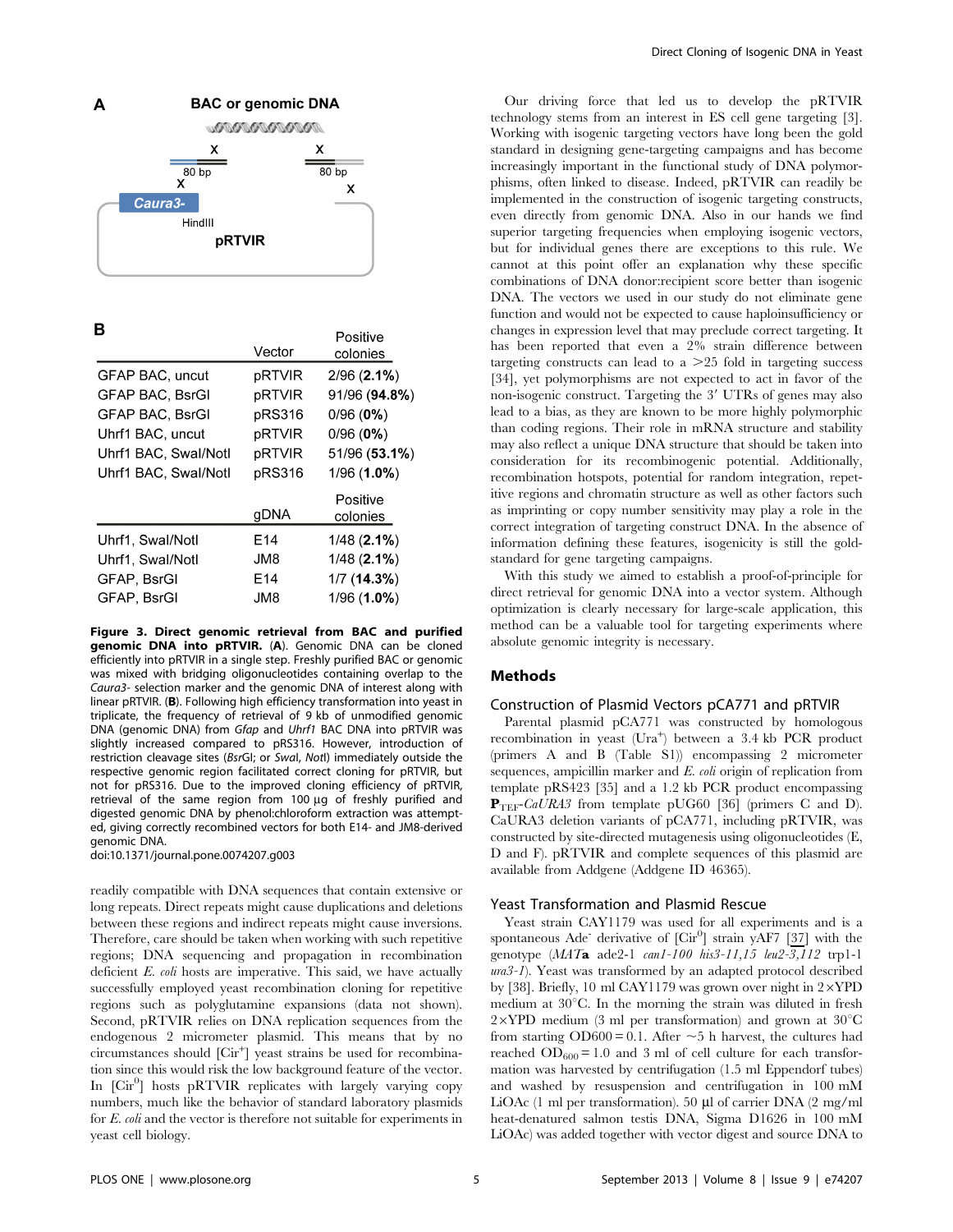**A**

BAC or genomic DNA

X X

80 bp 80 bp

X X

Caura3-

HindIII

pRTVIR

**B**

| | Vector | Positive colonies |
|---|---|---|
| GFAP BAC, uncut | pRTVIR | 2/96 (**2.1%**) |
| GFAP BAC, BsrGI | pRTVIR | 91/96 (**94.8%**) |
| GFAP BAC, BsrGI | pRS316 | 0/96 (**0%**) |
| Uhrf1 BAC, uncut | pRTVIR | 0/96 (**0%**) |
| Uhrf1 BAC, SwaI/NotI | pRTVIR | 51/96 (**53.1%**) |
| Uhrf1 BAC, SwaI/NotI | pRS316 | 1/96 (**1.0%**) |

| | gDNA | Positive colonies |
|---|---|---|
| Uhrf1, SwaI/NotI | E14 | 1/48 (**2.1%**) |
| Uhrf1, SwaI/NotI | JM8 | 1/48 (**2.1%**) |
| GFAP, BsrGI | E14 | 1/7 (**14.3%**) |
| GFAP, BsrGI | JM8 | 1/96 (**1.0%**) |

**Figure 3. Direct genomic retrieval from BAC and purified genomic DNA into pRTVIR.** (**A**). Genomic DNA can be cloned efficiently into pRTVIR in a single step. Freshly purified BAC or genomic was mixed with bridging oligonucleotides containing overlap to the *Caura3-* selection marker and the genomic DNA of interest along with linear pRTVIR. (**B**). Following high efficiency transformation into yeast in triplicate, the frequency of retrieval of 9 kb of unmodified genomic DNA (genomic DNA) from *Gfap* and *Uhrf1* BAC DNA into pRTVIR was slightly increased compared to pRS316. However, introduction of restriction cleavage sites (*BsrGI*; or *SwaI*, *NotI*) immediately outside the respective genomic region facilitated correct cloning for pRTVIR, but not for pRS316. Due to the improved cloning efficiency of pRTVIR, retrieval of the same region from 100 µg of freshly purified and digested genomic DNA by phenol:chloroform extraction was attempted, giving correctly recombined vectors for both E14- and JM8-derived genomic DNA.
doi:10.1371/journal.pone.0074207.g003

readily compatible with DNA sequences that contain extensive or long repeats. Direct repeats might cause duplications and deletions between these regions and indirect repeats might cause inversions. Therefore, care should be taken when working with such repetitive regions; DNA sequencing and propagation in recombination deficient *E. coli* hosts are imperative. This said, we have actually successfully employed yeast recombination cloning for repetitive regions such as polyglutamine expansions (data not shown). Second, pRTVIR relies on DNA replication sequences from the endogenous 2 micrometer plasmid. This means that by no circumstances should [Cir$^{+}$] yeast strains be used for recombination since this would risk the low background feature of the vector. In [Cir$^{0}$] hosts pRTVIR replicates with largely varying copy numbers, much like the behavior of standard laboratory plasmids for *E. coli* and the vector is therefore not suitable for experiments in yeast cell biology.

Our driving force that led us to develop the pRTVIR technology stems from an interest in ES cell gene targeting [3]. Working with isogenic targeting vectors have long been the gold standard in designing gene-targeting campaigns and has become increasingly important in the functional study of DNA polymorphisms, often linked to disease. Indeed, pRTVIR can readily be implemented in the construction of isogenic targeting constructs, even directly from genomic DNA. Also in our hands we find superior targeting frequencies when employing isogenic vectors, but for individual genes there are exceptions to this rule. We cannot at this point offer an explanation why these specific combinations of DNA donor:recipient score better than isogenic DNA. The vectors we used in our study do not eliminate gene function and would not be expected to cause haploinsufficiency or changes in expression level that may preclude correct targeting. It has been reported that even a 2% strain difference between targeting constructs can lead to a >25 fold in targeting success [34], yet polymorphisms are not expected to act in favor of the non-isogenic construct. Targeting the 3′ UTRs of genes may also lead to a bias, as they are known to be more highly polymorphic than coding regions. Their role in mRNA structure and stability may also reflect a unique DNA structure that should be taken into consideration for its recombinogenic potential. Additionally, recombination hotspots, potential for random integration, repetitive regions and chromatin structure as well as other factors such as imprinting or copy number sensitivity may play a role in the correct integration of targeting construct DNA. In the absence of information defining these features, isogenicity is still the gold-standard for gene targeting campaigns.

With this study we aimed to establish a proof-of-principle for direct retrieval for genomic DNA into a vector system. Although optimization is clearly necessary for large-scale application, this method can be a valuable tool for targeting experiments where absolute genomic integrity is necessary.

## Methods

### Construction of Plasmid Vectors pCA771 and pRTVIR

Parental plasmid pCA771 was constructed by homologous recombination in yeast (Ura$^{+}$) between a 3.4 kb PCR product (primers A and B (Table S1)) encompassing 2 micrometer sequences, ampicillin marker and *E. coli* origin of replication from template pRS423 [35] and a 1.2 kb PCR product encompassing $\mathbf{P}_{TEF}$-*CaURA3* from template pUG60 [36] (primers C and D). CaURA3 deletion variants of pCA771, including pRTVIR, was constructed by site-directed mutagenesis using oligonucleotides (E, D and F). pRTVIR and complete sequences of this plasmid are available from Addgene (Addgene ID 46365).

### Yeast Transformation and Plasmid Rescue

Yeast strain CAY1179 was used for all experiments and is a spontaneous Ade$^{-}$ derivative of [Cir$^{0}$] strain yAF7 [37] with the genotype (*MAT***a** ade2-1 *can1-100 his3-11,15 leu2-3,112* trp1-1 *ura3-1*). Yeast was transformed by an adapted protocol described by [38]. Briefly, 10 ml CAY1179 was grown over night in 2×YPD medium at 30°C. In the morning the strain was diluted in fresh 2×YPD medium (3 ml per transformation) and grown at 30°C from starting OD600 = 0.1. After ~5 h harvest, the cultures had reached $OD_{600}$ = 1.0 and 3 ml of cell culture for each transformation was harvested by centrifugation (1.5 ml Eppendorf tubes) and washed by resuspension and centrifugation in 100 mM LiOAc (1 ml per transformation). 50 µl of carrier DNA (2 mg/ml heat-denatured salmon testis DNA, Sigma D1626 in 100 mM LiOAc) was added together with vector digest and source DNA to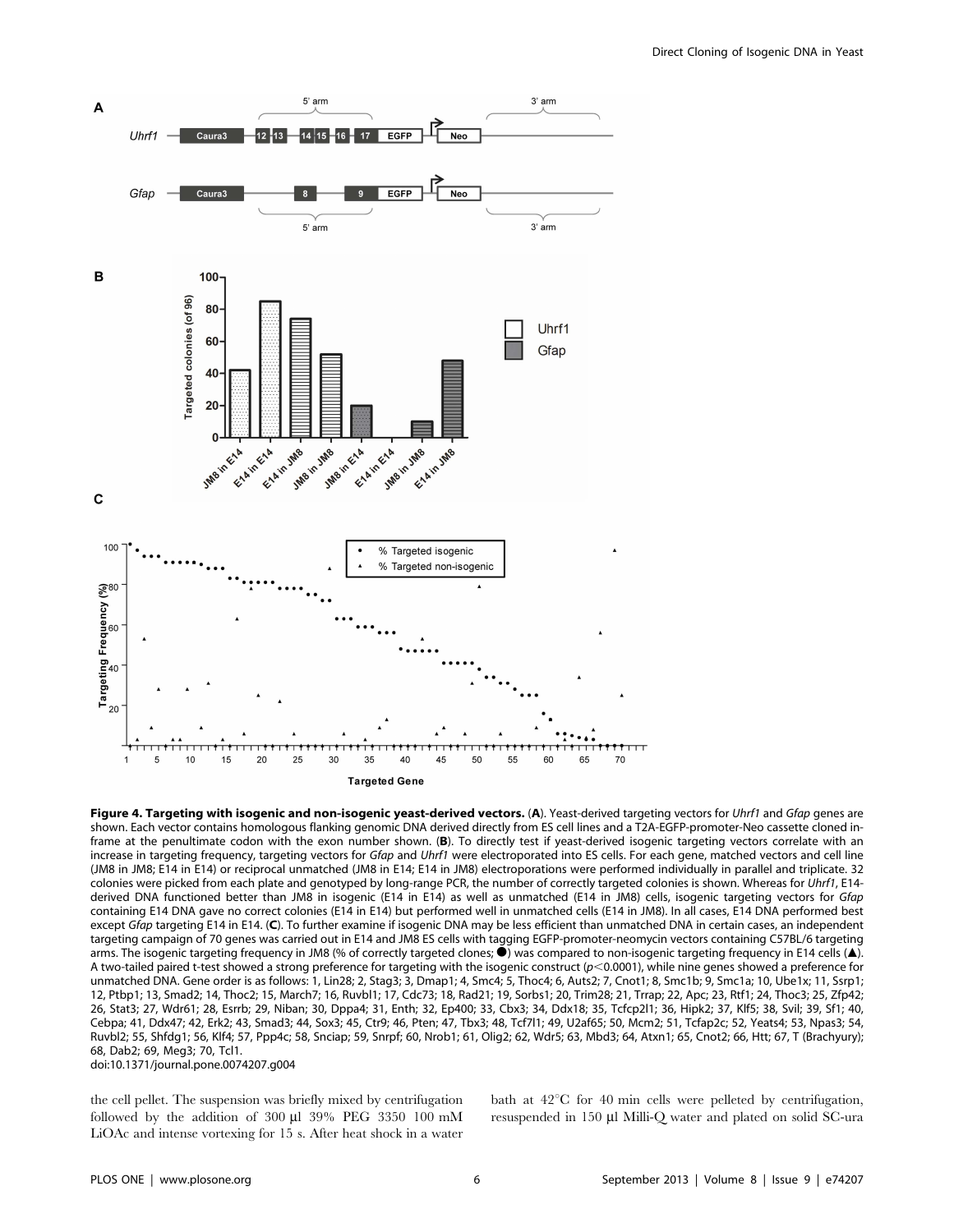**Figure 4. Targeting with isogenic and non-isogenic yeast-derived vectors.** (**A**). Yeast-derived targeting vectors for *Uhrf1* and *Gfap* genes are shown. Each vector contains homologous flanking genomic DNA derived directly from ES cell lines and a T2A-EGFP-promoter-Neo cassette cloned in-frame at the penultimate codon with the exon number shown. (**B**). To directly test if yeast-derived isogenic targeting vectors correlate with an increase in targeting frequency, targeting vectors for *Gfap* and *Uhrf1* were electroporated into ES cells. For each gene, matched vectors and cell line (JM8 in JM8; E14 in E14) or reciprocal unmatched (JM8 in E14; E14 in JM8) electroporations were performed individually in parallel and triplicate. 32 colonies were picked from each plate and genotyped by long-range PCR, the number of correctly targeted colonies is shown. Whereas for *Uhrf1*, E14-derived DNA functioned better than JM8 in isogenic (E14 in E14) as well as unmatched (E14 in JM8) cells, isogenic targeting vectors for *Gfap* containing E14 DNA gave no correct colonies (E14 in E14) but performed well in unmatched cells (E14 in JM8). In all cases, E14 DNA performed best except *Gfap* targeting E14 in E14. (**C**). To further examine if isogenic DNA may be less efficient than unmatched DNA in certain cases, an independent targeting campaign of 70 genes was carried out in E14 and JM8 ES cells with tagging EGFP-promoter-neomycin vectors containing C57BL/6 targeting arms. The isogenic targeting frequency in JM8 (% of correctly targeted clones; ●) was compared to non-isogenic targeting frequency in E14 cells (▲). A two-tailed paired t-test showed a strong preference for targeting with the isogenic construct ($p<0.0001$), while nine genes showed a preference for unmatched DNA. Gene order is as follows: 1, Lin28; 2, Stag3; 3, Dmap1; 4, Smc4; 5, Thoc4; 6, Auts2; 7, Cnot1; 8, Smc1b; 9, Smc1a; 10, Ube1x; 11, Ssrp1; 12, Ptbp1; 13, Smad2; 14, Thoc2; 15, March7; 16, Ruvbl1; 17, Cdc73; 18, Rad21; 19, Sorbs1; 20, Trim28; 21, Trrap; 22, Apc; 23, Rtf1; 24, Thoc3; 25, Zfp42; 26, Stat3; 27, Wdr61; 28, Esrrb; 29, Niban; 30, Dppa4; 31, Enth; 32, Ep400; 33, Cbx3; 34, Ddx18; 35, Tcfcp2l1; 36, Hipk2; 37, Klf5; 38, Svil; 39, Sf1; 40, Cebpa; 41, Ddx47; 42, Erk2; 43, Smad3; 44, Sox3; 45, Ctr9; 46, Pten; 47, Tbx3; 48, Tcf7l1; 49, U2af65; 50, Mcm2; 51, Tcfap2c; 52, Yeats4; 53, Npas3; 54, Ruvbl2; 55, Shfdg1; 56, Klf4; 57, Ppp4c; 58, Snciap; 59, Snrpf; 60, Nrob1; 61, Olig2; 62, Wdr5; 63, Mbd3; 64, Atxn1; 65, Cnot2; 66, Htt; 67, T (Brachyury); 68, Dab2; 69, Meg3; 70, Tcl1.
doi:10.1371/journal.pone.0074207.g004

the cell pellet. The suspension was briefly mixed by centrifugation followed by the addition of 300 µl 39% PEG 3350 100 mM LiOAc and intense vortexing for 15 s. After heat shock in a water bath at 42°C for 40 min cells were pelleted by centrifugation, resuspended in 150 µl Milli-Q water and plated on solid SC-ura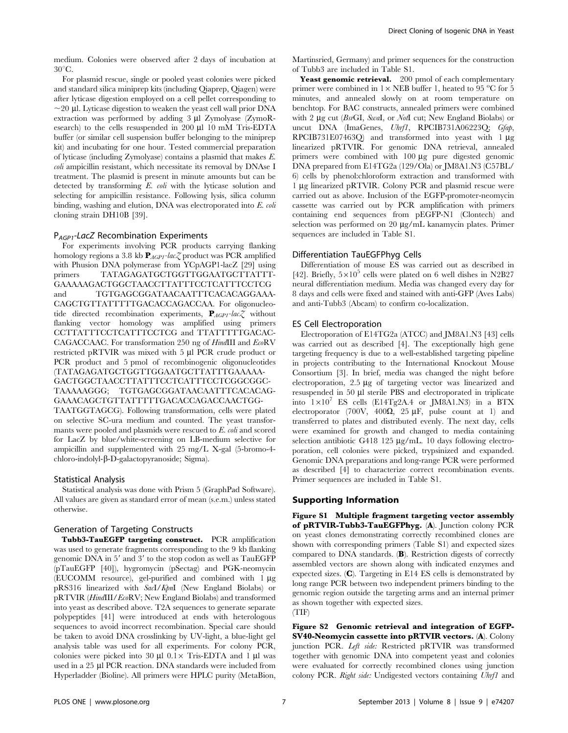medium. Colonies were observed after 2 days of incubation at 30°C.

For plasmid rescue, single or pooled yeast colonies were picked and standard silica miniprep kits (including Qiaprep, Qiagen) were after lyticase digestion employed on a cell pellet corresponding to ~20 µl. Lyticase digestion to weaken the yeast cell wall prior DNA extraction was performed by adding 3 µl Zymolyase (ZymoResearch) to the cells resuspended in 200 µl 10 mM Tris-EDTA buffer (or similar cell suspension buffer belonging to the miniprep kit) and incubating for one hour. Tested commercial preparation of lyticase (including Zymolyase) contains a plasmid that makes *E. coli* ampicillin resistant, which necessitate its removal by DNAse I treatment. The plasmid is present in minute amounts but can be detected by transforming *E. coli* with the lyticase solution and selecting for ampicillin resistance. Following lysis, silica column binding, washing and elution, DNA was electroporated into *E. coli* cloning strain DH10B [39].

### $P_{AGP1}$-*LacZ* Recombination Experiments

For experiments involving PCR products carrying flanking homology regions a 3.8 kb **P**$_{AGP1}$-*lacZ* product was PCR amplified with Phusion DNA polymerase from YCpAGP1-lacZ [29] using primers TATAGAGATGCTGGTTGGAATGCTTATTTGAAAAAGACTGGCTAACCTTATTTCCTCATTTCCTCG and TGTGAGCGGATAACAATTTCACACAGGAAACAGCTGTTATTTTTGACACCAGACCAA. For oligonucleotide directed recombination experiments, **P**$_{AGP1}$-*lacZ* without flanking vector homology was amplified using primers CCTTATTTCCTCATTTCCTCG and TTATTTTTGACACCAGACCAAC. For transformation 250 ng of *Hin*dIII and *Eco*RV restricted pRTVIR was mixed with 5 µl PCR crude product or PCR product and 5 pmol of recombinogenic oligonucleotides (TATAGAGATGCTGGTTGGAATGCTTATTTGAAAAAGACTGGCTAACCTTATTTCCTCATTTCCTCGGCGGCTAAAAAGGG; TGTGAGCGGATAACAATTTCACACAGGAAACAGCTGTTATTTTTGACACCAGACCAACTGGTAATGGTAGCG). Following transformation, cells were plated on selective SC-ura medium and counted. The yeast transformants were pooled and plasmids were rescued to *E. coli* and scored for LacZ by blue/white-screening on LB-medium selective for ampicillin and supplemented with 25 mg/L X-gal (5-bromo-4-chloro-indolyl-β-D-galactopyranoside; Sigma).

### Statistical Analysis

Statistical analysis was done with Prism 5 (GraphPad Software). All values are given as standard error of mean (s.e.m.) unless stated otherwise.

### Generation of Targeting Constructs

**Tubb3-TauEGFP targeting construct.** PCR amplification was used to generate fragments corresponding to the 9 kb flanking genomic DNA in 5′ and 3′ to the stop codon as well as TauEGFP (pTauEGFP [40]), hygromycin (pSectag) and PGK-neomycin (EUCOMM resource), gel-purified and combined with 1 µg pRS316 linearized with *Sac*I/*Kpn*I (New England Biolabs) or pRTVIR (*Hin*dIII/*Eco*RV; New England Biolabs) and transformed into yeast as described above. T2A sequences to generate separate polypeptides [41] were introduced at ends with heterologous sequences to avoid incorrect recombination. Special care should be taken to avoid DNA crosslinking by UV-light, a blue-light gel analysis table was used for all experiments. For colony PCR, colonies were picked into 30 µl 0.1× Tris-EDTA and 1 µl was used in a 25 µl PCR reaction. DNA standards were included from Hyperladder (Bioline). All primers were HPLC purity (MetaBion, Martinsried, Germany) and primer sequences for the construction of Tubb3 are included in Table S1.

**Yeast genomic retrieval.** 200 pmol of each complementary primer were combined in 1× NEB buffer 1, heated to 95 °C for 5 minutes, and annealed slowly on at room temperature on benchtop. For BAC constructs, annealed primers were combined with 2 µg cut (*Bsr*GI, *Swa*I, or *Not*I cut; New England Biolabs) or uncut DNA (ImaGenes, *Uhrf1*, RPCIB731A06223Q; *Gfap*, RPCIB731E07463Q) and transformed into yeast with 1 µg linearized pRTVIR. For genomic DNA retrieval, annealed primers were combined with 100 µg pure digested genomic DNA prepared from E14TG2a (129/Ola) or JM8A1.N3 (C57BL/6) cells by phenol:chloroform extraction and transformed with 1 µg linearized pRTVIR. Colony PCR and plasmid rescue were carried out as above. Inclusion of the EGFP-promoter-neomycin cassette was carried out by PCR amplification with primers containing end sequences from pEGFP-N1 (Clontech) and selection was performed on 20 µg/mL kanamycin plates. Primer sequences are included in Table S1.

### Differentiation TauEGFPhyg Cells

Differentiation of mouse ES was carried out as described in [42]. Briefly, $5\times10^5$ cells were plated on 6 well dishes in N2B27 neural differentiation medium. Media was changed every day for 8 days and cells were fixed and stained with anti-GFP (Aves Labs) and anti-Tubb3 (Abcam) to confirm co-localization.

### ES Cell Electroporation

Electroporation of E14TG2a (ATCC) and JM8A1.N3 [43] cells was carried out as described [4]. The exceptionally high gene targeting frequency is due to a well-established targeting pipeline in projects contributing to the International Knockout Mouse Consortium [3]. In brief, media was changed the night before electroporation, 2.5 µg of targeting vector was linearized and resuspended in 50 µl sterile PBS and electroporated in triplicate into $1\times10^7$ ES cells (E14Tg2A.4 or JM8A1.N3) in a BTX electroporator (700V, 400Ω, 25 µF, pulse count at 1) and transferred to plates and distributed evenly. The next day, cells were examined for growth and changed to media containing selection antibiotic G418 125 µg/mL. 10 days following electroporation, cell colonies were picked, trypsinized and expanded. Genomic DNA preparations and long-range PCR were performed as described [4] to characterize correct recombination events. Primer sequences are included in Table S1.

## Supporting Information

**Figure S1 Multiple fragment targeting vector assembly of pRTVIR-Tubb3-TauEGFPhyg.** (**A**). Junction colony PCR on yeast clones demonstrating correctly recombined clones are shown with corresponding primers (Table S1) and expected sizes compared to DNA standards. (**B**). Restriction digests of correctly assembled vectors are shown along with indicated enzymes and expected sizes. (**C**). Targeting in E14 ES cells is demonstrated by long range PCR between two independent primers binding to the genomic region outside the targeting arms and an internal primer as shown together with expected sizes.
(TIF)

**Figure S2 Genomic retrieval and integration of EGFP-SV40-Neomycin cassette into pRTVIR vectors.** (**A**). Colony junction PCR. *Left side:* Restricted pRTVIR was transformed together with genomic DNA into competent yeast and colonies were evaluated for correctly recombined clones using junction colony PCR. *Right side:* Undigested vectors containing *Uhrf1* and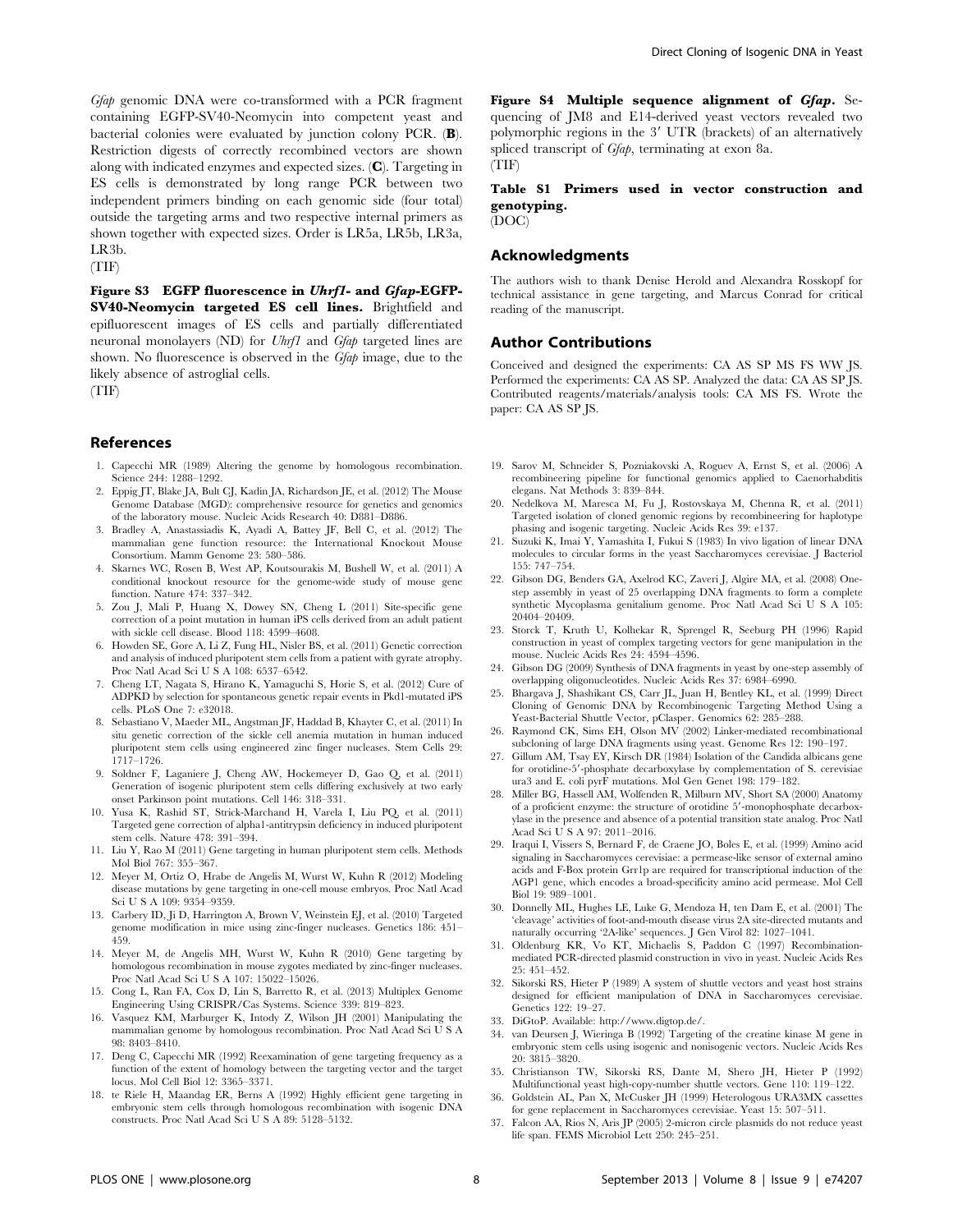*Gfap* genomic DNA were co-transformed with a PCR fragment containing EGFP-SV40-Neomycin into competent yeast and bacterial colonies were evaluated by junction colony PCR. (**B**). Restriction digests of correctly recombined vectors are shown along with indicated enzymes and expected sizes. (**C**). Targeting in ES cells is demonstrated by long range PCR between two independent primers binding on each genomic side (four total) outside the targeting arms and two respective internal primers as shown together with expected sizes. Order is LR5a, LR5b, LR3a, LR3b.
(TIF)

**Figure S3 EGFP fluorescence in *Uhrf1*- and *Gfap*-EGFP-SV40-Neomycin targeted ES cell lines.** Brightfield and epifluorescent images of ES cells and partially differentiated neuronal monolayers (ND) for *Uhrf1* and *Gfap* targeted lines are shown. No fluorescence is observed in the *Gfap* image, due to the likely absence of astroglial cells.
(TIF)

**Figure S4 Multiple sequence alignment of *Gfap*.** Sequencing of JM8 and E14-derived yeast vectors revealed two polymorphic regions in the 3′ UTR (brackets) of an alternatively spliced transcript of *Gfap*, terminating at exon 8a.
(TIF)

**Table S1 Primers used in vector construction and genotyping.**
(DOC)

## Acknowledgments

The authors wish to thank Denise Herold and Alexandra Rosskopf for technical assistance in gene targeting, and Marcus Conrad for critical reading of the manuscript.

## Author Contributions

Conceived and designed the experiments: CA AS SP MS FS WW JS. Performed the experiments: CA AS SP. Analyzed the data: CA AS SP JS. Contributed reagents/materials/analysis tools: CA MS FS. Wrote the paper: CA AS SP JS.

## References

1. Capecchi MR (1989) Altering the genome by homologous recombination. Science 244: 1288–1292.
2. Eppig JT, Blake JA, Bult CJ, Kadin JA, Richardson JE, et al. (2012) The Mouse Genome Database (MGD): comprehensive resource for genetics and genomics of the laboratory mouse. Nucleic Acids Research 40: D881–D886.
3. Bradley A, Anastassiadis K, Ayadi A, Battey JF, Bell C, et al. (2012) The mammalian gene function resource: the International Knockout Mouse Consortium. Mamm Genome 23: 580–586.
4. Skarnes WC, Rosen B, West AP, Koutsourakis M, Bushell W, et al. (2011) A conditional knockout resource for the genome-wide study of mouse gene function. Nature 474: 337–342.
5. Zou J, Mali P, Huang X, Dowey SN, Cheng L (2011) Site-specific gene correction of a point mutation in human iPS cells derived from an adult patient with sickle cell disease. Blood 118: 4599–4608.
6. Howden SE, Gore A, Li Z, Fung HL, Nisler BS, et al. (2011) Genetic correction and analysis of induced pluripotent stem cells from a patient with gyrate atrophy. Proc Natl Acad Sci U S A 108: 6537–6542.
7. Cheng LT, Nagata S, Hirano K, Yamaguchi S, Horie S, et al. (2012) Cure of ADPKD by selection for spontaneous genetic repair events in Pkd1-mutated iPS cells. PLoS One 7: e32018.
8. Sebastiano V, Maeder ML, Angstman JF, Haddad B, Khayter C, et al. (2011) In situ genetic correction of the sickle cell anemia mutation in human induced pluripotent stem cells using engineered zinc finger nucleases. Stem Cells 29: 1717–1726.
9. Soldner F, Laganiere J, Cheng AW, Hockemeyer D, Gao Q, et al. (2011) Generation of isogenic pluripotent stem cells differing exclusively at two early onset Parkinson point mutations. Cell 146: 318–331.
10. Yusa K, Rashid ST, Strick-Marchand H, Varela I, Liu PQ, et al. (2011) Targeted gene correction of alpha1-antitrypsin deficiency in induced pluripotent stem cells. Nature 478: 391–394.
11. Liu Y, Rao M (2011) Gene targeting in human pluripotent stem cells. Methods Mol Biol 767: 355–367.
12. Meyer M, Ortiz O, Hrabe de Angelis M, Wurst W, Kuhn R (2012) Modeling disease mutations by gene targeting in one-cell mouse embryos. Proc Natl Acad Sci U S A 109: 9354–9359.
13. Carbery ID, Ji D, Harrington A, Brown V, Weinstein EJ, et al. (2010) Targeted genome modification in mice using zinc-finger nucleases. Genetics 186: 451–459.
14. Meyer M, de Angelis MH, Wurst W, Kuhn R (2010) Gene targeting by homologous recombination in mouse zygotes mediated by zinc-finger nucleases. Proc Natl Acad Sci U S A 107: 15022–15026.
15. Cong L, Ran FA, Cox D, Lin S, Barretto R, et al. (2013) Multiplex Genome Engineering Using CRISPR/Cas Systems. Science 339: 819–823.
16. Vasquez KM, Marburger K, Intody Z, Wilson JH (2001) Manipulating the mammalian genome by homologous recombination. Proc Natl Acad Sci U S A 98: 8403–8410.
17. Deng C, Capecchi MR (1992) Reexamination of gene targeting frequency as a function of the extent of homology between the targeting vector and the target locus. Mol Cell Biol 12: 3365–3371.
18. te Riele H, Maandag ER, Berns A (1992) Highly efficient gene targeting in embryonic stem cells through homologous recombination with isogenic DNA constructs. Proc Natl Acad Sci U S A 89: 5128–5132.
19. Sarov M, Schneider S, Pozniakovski A, Roguev A, Ernst S, et al. (2006) A recombineering pipeline for functional genomics applied to Caenorhabditis elegans. Nat Methods 3: 839–844.
20. Nedelkova M, Maresca M, Fu J, Rostovskaya M, Chenna R, et al. (2011) Targeted isolation of cloned genomic regions by recombineering for haplotype phasing and isogenic targeting. Nucleic Acids Res 39: e137.
21. Suzuki K, Imai Y, Yamashita I, Fukui S (1983) In vivo ligation of linear DNA molecules to circular forms in the yeast Saccharomyces cerevisiae. J Bacteriol 155: 747–754.
22. Gibson DG, Benders GA, Axelrod KC, Zaveri J, Algire MA, et al. (2008) One-step assembly in yeast of 25 overlapping DNA fragments to form a complete synthetic Mycoplasma genitalium genome. Proc Natl Acad Sci U S A 105: 20404–20409.
23. Storck T, Kruth U, Kolhekar R, Sprengel R, Seeburg PH (1996) Rapid construction in yeast of complex targeting vectors for gene manipulation in the mouse. Nucleic Acids Res 24: 4594–4596.
24. Gibson DG (2009) Synthesis of DNA fragments in yeast by one-step assembly of overlapping oligonucleotides. Nucleic Acids Res 37: 6984–6990.
25. Bhargava J, Shashikant CS, Carr JL, Juan H, Bentley KL, et al. (1999) Direct Cloning of Genomic DNA by Recombinogenic Targeting Method Using a Yeast-Bacterial Shuttle Vector, pClasper. Genomics 62: 285–288.
26. Raymond CK, Sims EH, Olson MV (2002) Linker-mediated recombinational subcloning of large DNA fragments using yeast. Genome Res 12: 190–197.
27. Gillum AM, Tsay EY, Kirsch DR (1984) Isolation of the Candida albicans gene for orotidine-5′-phosphate decarboxylase by complementation of S. cerevisiae ura3 and E. coli pyrF mutations. Mol Gen Genet 198: 179–182.
28. Miller BG, Hassell AM, Wolfenden R, Milburn MV, Short SA (2000) Anatomy of a proficient enzyme: the structure of orotidine 5′-monophosphate decarboxylase in the presence and absence of a potential transition state analog. Proc Natl Acad Sci U S A 97: 2011–2016.
29. Iraqui I, Vissers S, Bernard F, de Craene JO, Boles E, et al. (1999) Amino acid signaling in Saccharomyces cerevisiae: a permease-like sensor of external amino acids and F-Box protein Grr1p are required for transcriptional induction of the AGP1 gene, which encodes a broad-specificity amino acid permease. Mol Cell Biol 19: 989–1001.
30. Donnelly ML, Hughes LE, Luke G, Mendoza H, ten Dam E, et al. (2001) The 'cleavage' activities of foot-and-mouth disease virus 2A site-directed mutants and naturally occurring '2A-like' sequences. J Gen Virol 82: 1027–1041.
31. Oldenburg KR, Vo KT, Michaelis S, Paddon C (1997) Recombination-mediated PCR-directed plasmid construction in vivo in yeast. Nucleic Acids Res 25: 451–452.
32. Sikorski RS, Hieter P (1989) A system of shuttle vectors and yeast host strains designed for efficient manipulation of DNA in Saccharomyces cerevisiae. Genetics 122: 19–27.
33. DiGtoP. Available: http://www.digtop.de/.
34. van Deursen J, Wieringa B (1992) Targeting of the creatine kinase M gene in embryonic stem cells using isogenic and nonisogenic vectors. Nucleic Acids Res 20: 3815–3820.
35. Christianson TW, Sikorski RS, Dante M, Shero JH, Hieter P (1992) Multifunctional yeast high-copy-number shuttle vectors. Gene 110: 119–122.
36. Goldstein AL, Pan X, McCusker JH (1999) Heterologous URA3MX cassettes for gene replacement in Saccharomyces cerevisiae. Yeast 15: 507–511.
37. Falcon AA, Rios N, Aris JP (2005) 2-micron circle plasmids do not reduce yeast life span. FEMS Microbiol Lett 250: 245–251.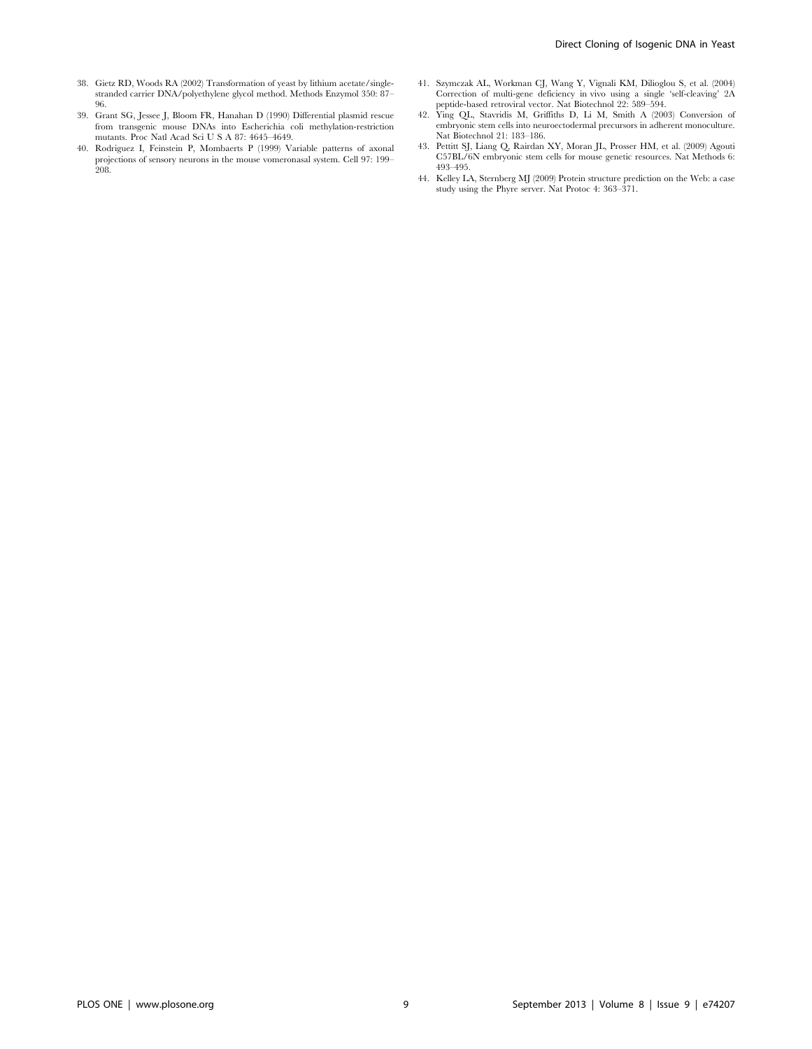38. Gietz RD, Woods RA (2002) Transformation of yeast by lithium acetate/single-stranded carrier DNA/polyethylene glycol method. Methods Enzymol 350: 87–96.
39. Grant SG, Jessee J, Bloom FR, Hanahan D (1990) Differential plasmid rescue from transgenic mouse DNAs into Escherichia coli methylation-restriction mutants. Proc Natl Acad Sci U S A 87: 4645–4649.
40. Rodriguez I, Feinstein P, Mombaerts P (1999) Variable patterns of axonal projections of sensory neurons in the mouse vomeronasal system. Cell 97: 199–208.
41. Szymczak AL, Workman CJ, Wang Y, Vignali KM, Dilioglou S, et al. (2004) Correction of multi-gene deficiency in vivo using a single 'self-cleaving' 2A peptide-based retroviral vector. Nat Biotechnol 22: 589–594.
42. Ying QL, Stavridis M, Griffiths D, Li M, Smith A (2003) Conversion of embryonic stem cells into neuroectodermal precursors in adherent monoculture. Nat Biotechnol 21: 183–186.
43. Pettitt SJ, Liang Q, Rairdan XY, Moran JL, Prosser HM, et al. (2009) Agouti C57BL/6N embryonic stem cells for mouse genetic resources. Nat Methods 6: 493–495.
44. Kelley LA, Sternberg MJ (2009) Protein structure prediction on the Web: a case study using the Phyre server. Nat Protoc 4: 363–371.